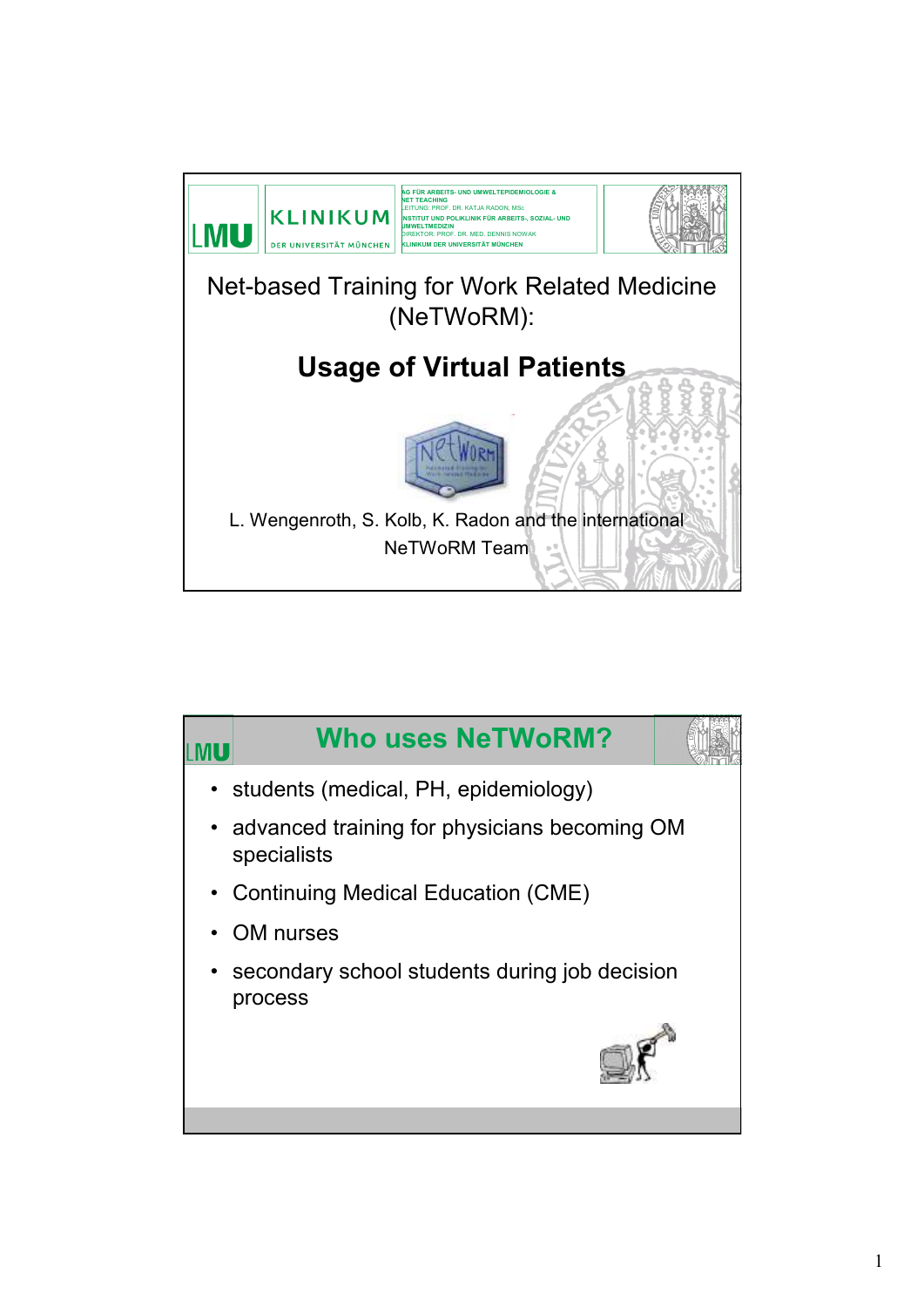AG FÜR ARBEITS- UND UMWELTEPIDEMIOLOGIE & NET TEACHING
LEITUNG: PROF. DR. KATJA RADON, MSc
INSTITUT UND POLIKLINIK FÜR ARBEITS-, SOZIAL- UND UMWELTMEDIZIN
DIREKTOR: PROF. DR. MED. DENNIS NOWAK
KLINIKUM DER UNIVERSITÄT MÜNCHEN

LMU KLINIKUM DER UNIVERSITÄT MÜNCHEN

# Net-based Training for Work Related Medicine (NeTWoRM):

## Usage of Virtual Patients

L. Wengenroth, S. Kolb, K. Radon and the international NeTWoRM Team

---

## Who uses NeTWoRM?

- students (medical, PH, epidemiology)
- advanced training for physicians becoming OM specialists
- Continuing Medical Education (CME)
- OM nurses
- secondary school students during job decision process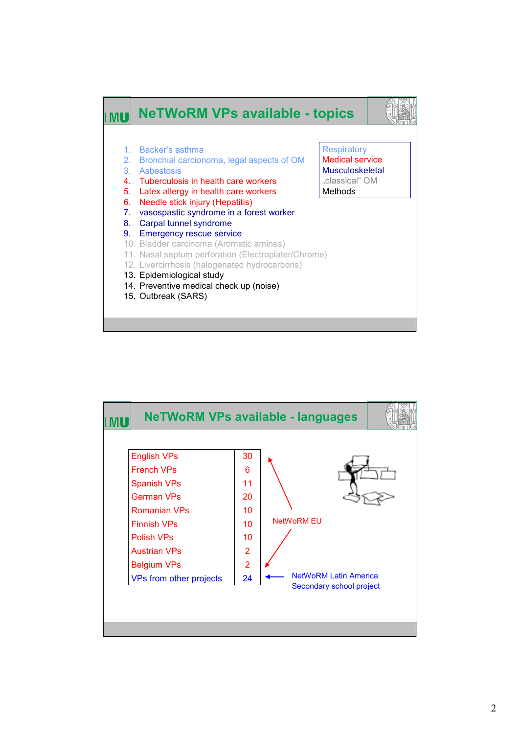## NeTWoRM VPs available - topics

1. Backer's asthma
2. Bronchial carcionoma, legal aspects of OM
3. Asbestosis
4. Tuberculosis in health care workers
5. Latex allergy in health care workers
6. Needle stick injury (Hepatitis)
7. vasospastic syndrome in a forest worker
8. Carpal tunnel syndrome
9. Emergency rescue service
10. Bladder carcinoma (Aromatic amines)
11. Nasal septum perforation (Electroplater/Chrome)
12. Livercirrhosis (halogenated hydrocarbons)
13. Epidemiological study
14. Preventive medical check up (noise)
15. Outbreak (SARS)

Respiratory
Medical service
Musculoskeletal
„classical" OM
Methods

## NeTWoRM VPs available - languages

| | |
|---|---|
| English VPs | 30 |
| French VPs | 6 |
| Spanish VPs | 11 |
| German VPs | 20 |
| Romanian VPs | 10 |
| Finnish VPs | 10 |
| Polish VPs | 10 |
| Austrian VPs | 2 |
| Belgium VPs | 2 |
| VPs from other projects | 24 |

NetWoRM EU

NetWoRM Latin America
Secondary school project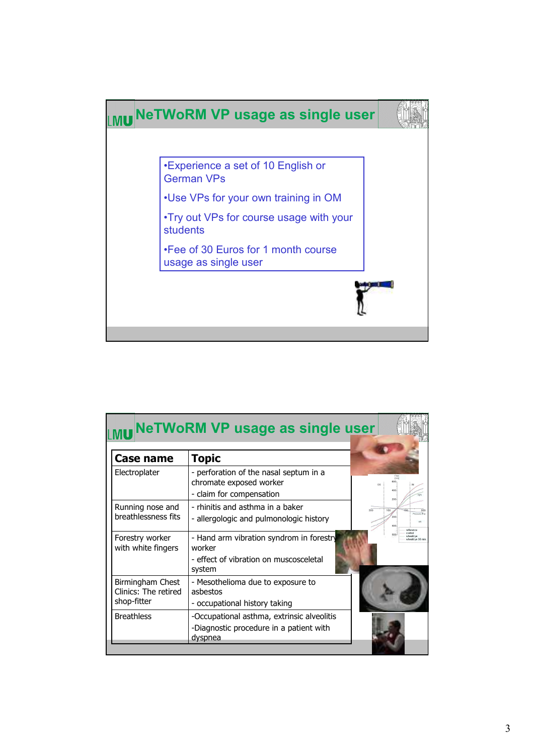## NeTWoRM VP usage as single user

- Experience a set of 10 English or German VPs
- Use VPs for your own training in OM
- Try out VPs for course usage with your students
- Fee of 30 Euros for 1 month course usage as single user

## NeTWoRM VP usage as single user

| Case name | Topic |
|---|---|
| Electroplater | - perforation of the nasal septum in a chromate exposed worker<br>- claim for compensation |
| Running nose and breathlessness fits | - rhinitis and asthma in a baker<br>- allergologic and pulmonologic history |
| Forestry worker with white fingers | - Hand arm vibration syndrom in forestry worker<br>- effect of vibration on muscosceletal system |
| Birmingham Chest Clinics: The retired shop-fitter | - Mesothelioma due to exposure to asbestos<br>- occupational history taking |
| Breathless | -Occupational asthma, extrinsic alveolitis<br>-Diagnostic procedure in a patient with dyspnea |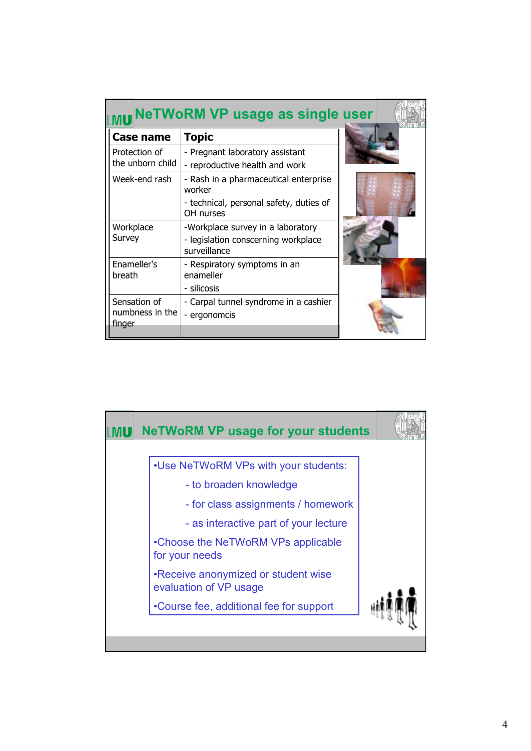## NeTWoRM VP usage as single user

| Case name | Topic |
|---|---|
| Protection of the unborn child | - Pregnant laboratory assistant<br>- reproductive health and work |
| Week-end rash | - Rash in a pharmaceutical enterprise worker<br>- technical, personal safety, duties of OH nurses |
| Workplace Survey | -Workplace survey in a laboratory<br>- legislation conscerning workplace surveillance |
| Enameller's breath | - Respiratory symptoms in an enameller<br>- silicosis |
| Sensation of numbness in the finger | - Carpal tunnel syndrome in a cashier<br>- ergonomcis |

## NeTWoRM VP usage for your students

- Use NeTWoRM VPs with your students:
  - to broaden knowledge
  - for class assignments / homework
  - as interactive part of your lecture
- Choose the NeTWoRM VPs applicable for your needs
- Receive anonymized or student wise evaluation of VP usage
- Course fee, additional fee for support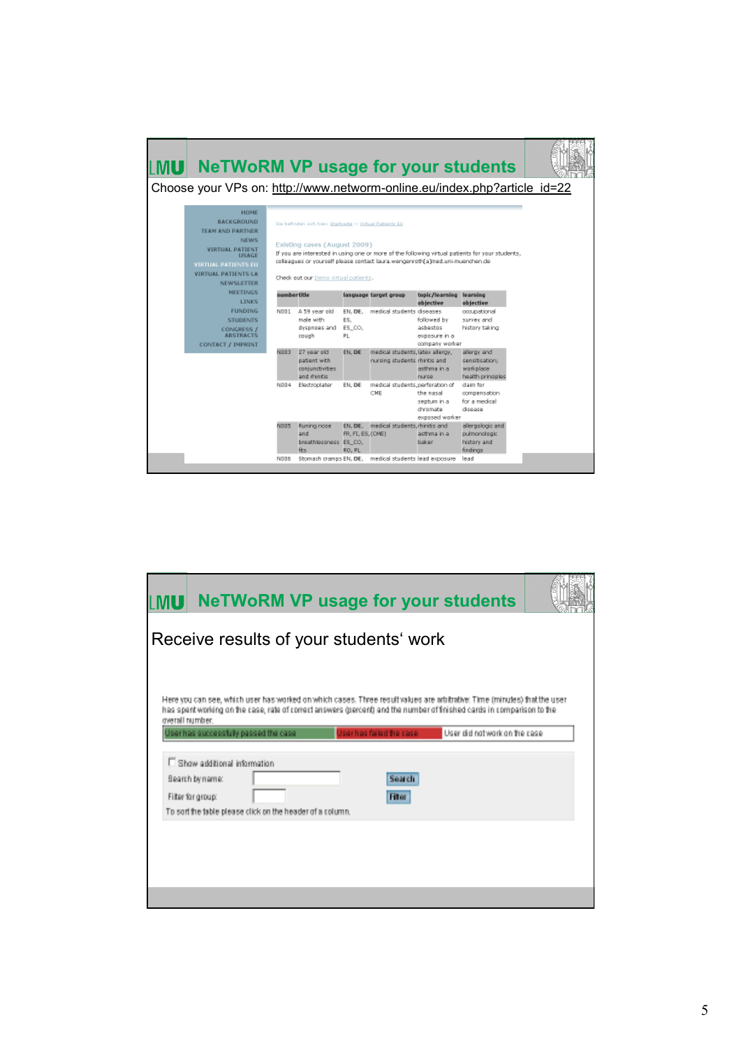## NeTWoRM VP usage for your students

Choose your VPs on: http://www.networm-online.eu/index.php?article_id=22

HOME
BACKGROUND
TEAM AND PARTNER
NEWS
VIRTUAL PATIENT USAGE
VIRTUAL PATIENTS EU
VIRTUAL PATIENTS LA
NEWSLETTER
MEETINGS
LINKS
FUNDING
STUDENTS
CONGRESS / ABSTRACTS
CONTACT / IMPRINT

Sie befinden sich hier: Startseite >> Virtual Patients EU

Existing cases (August 2009)

If you are interested in using one or more of the following virtual patients for your students, colleagues or yourself please contact laura.wengenroth(a)med.uni-muenchen.de

Check out our Demo virtual patients.

| number | title | language | target group | topic/learning objective | learning objective |
|---|---|---|---|---|---|
| N001 | A 59 year old male with dyspnoes and cough | EN, DE, ES, ES_CO, PL | medical students | diseases followed by asbestos exposure in a company worker | occupational survey and history taking |
| N003 | 27 year old patient with conjunctivities and rhinitis | EN, DE | medical students, nursing students | latex allergy, rhinitis and asthma in a nurse | allergy and sensitisation; workplace health principles |
| N004 | Electroplater | EN, DE | medical students, CME | perforation of the nasal septum in a chromate exposed worker | claim for compensation for a medical disease |
| N005 | Runing nose and breathlessness fits | EN, DE, FR, FI, ES, ES_CO, RO, PL | medical students, (CME) | rhinitis and asthma in a baker | allergologic and pulmonologic history and findings |
| N006 | Stomach cramps | EN, DE, | medical students | lead exposure | lead |

## NeTWoRM VP usage for your students

Receive results of your students' work

Here you can see, which user has worked on which cases. Three result values are arbitrative: Time (minutes) that the user has spent working on the case, rate of correct answers (percent) and the number of finished cards in comparison to the overall number.

| User has successfully passed the case | User has failed the case | User did not work on the case |
|---|---|---|

☐ Show additional information

Search by name: [ ] Search

Filter for group: [ ] Filter

To sort the table please click on the header of a column.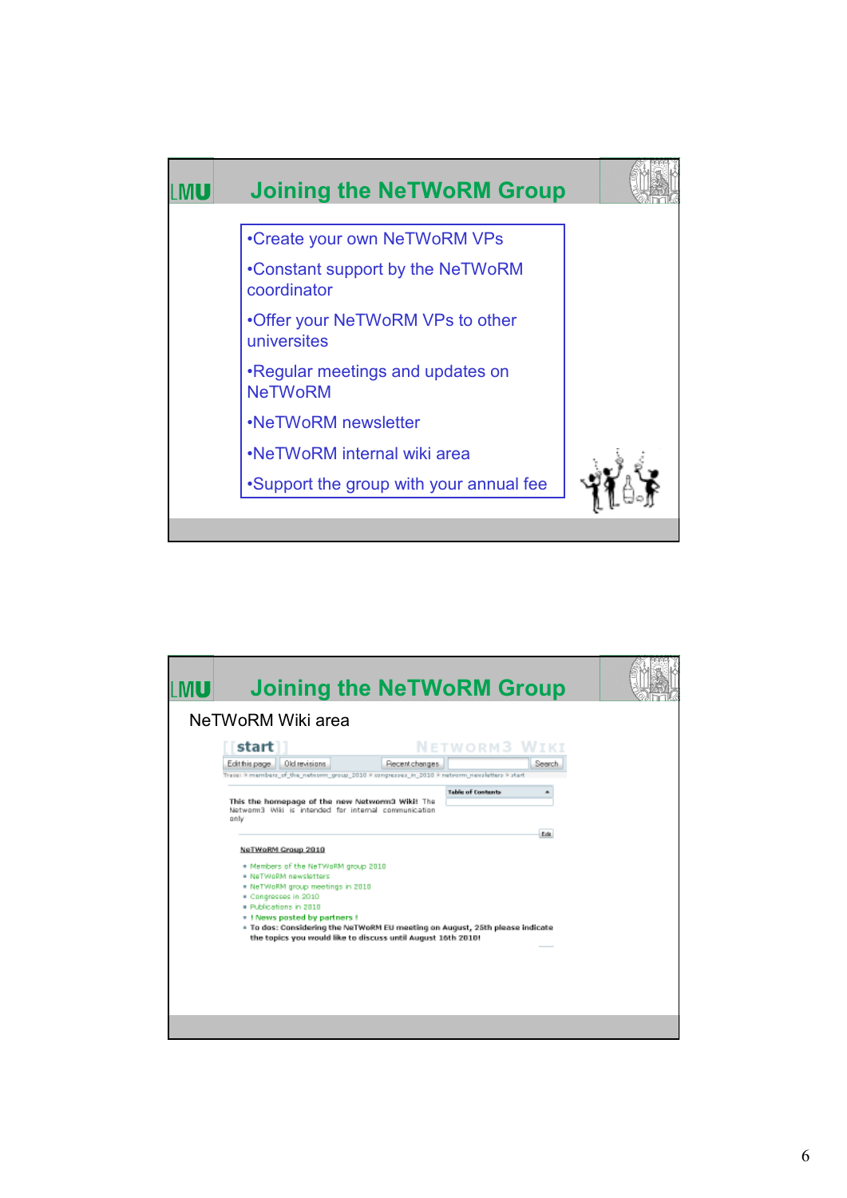## Joining the NeTWoRM Group

- Create your own NeTWoRM VPs
- Constant support by the NeTWoRM coordinator
- Offer your NeTWoRM VPs to other universites
- Regular meetings and updates on NeTWoRM
- NeTWoRM newsletter
- NeTWoRM internal wiki area
- Support the group with your annual fee

## Joining the NeTWoRM Group

NeTWoRM Wiki area

[[start]] NETWORM3 WIKI

Edit this page | Old revisions | Recent changes | Search

Trace: » members_of_the_networm_group_2010 » congresses_in_2010 » networm_newsletters » start

This the homepage of the new Networm3 Wiki! The Networm3 Wiki is intended for internal communication only

Table of Contents

**NeTWoRM Group 2010**

- Members of the NeTWoRM group 2010
- NeTWoRM newsletters
- NeTWoRM group meetings in 2010
- Congresses in 2010
- Publications in 2010
- ! News posted by partners !
- To dos: Considering the NeTWoRM EU meeting on August, 25th please indicate the topics you would like to discuss until August 16th 2010!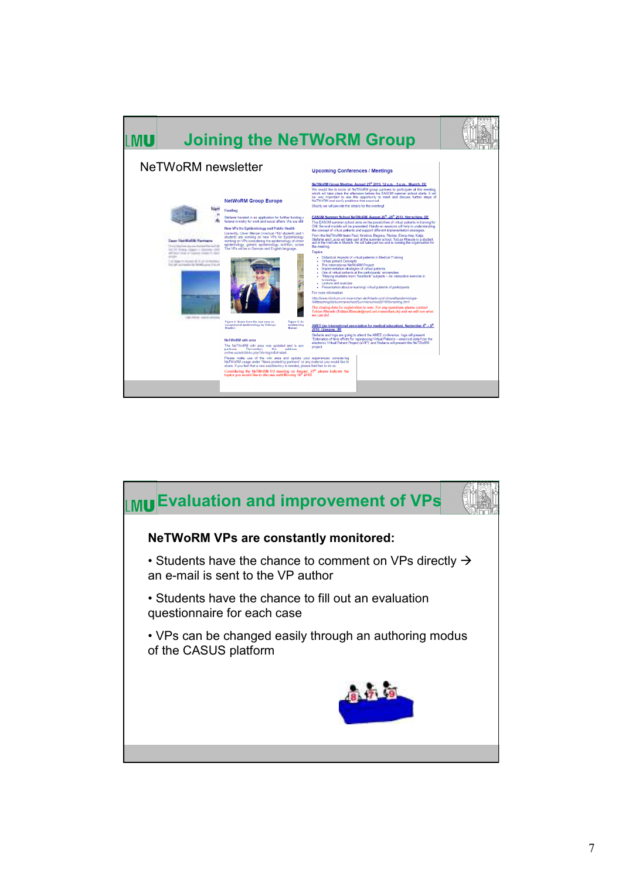## Joining the NeTWoRM Group

NeTWoRM newsletter

## Evaluation and improvement of VPs

**NeTWoRM VPs are constantly monitored:**

- Students have the chance to comment on VPs directly → an e-mail is sent to the VP author
- Students have the chance to fill out an evaluation questionnaire for each case
- VPs can be changed easily through an authoring modus of the CASUS platform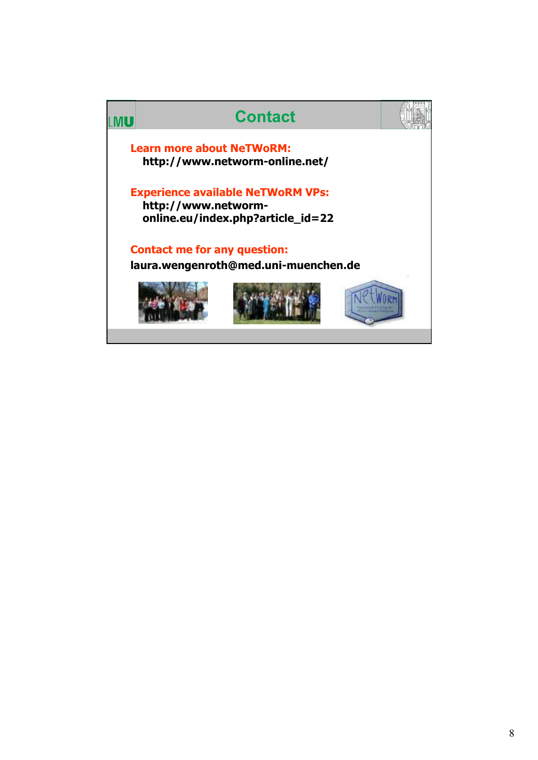# Contact

**Learn more about NeTWoRM:**
**http://www.networm-online.net/**

**Experience available NeTWoRM VPs:**
**http://www.networm-online.eu/index.php?article_id=22**

**Contact me for any question:**
**laura.wengenroth@med.uni-muenchen.de**